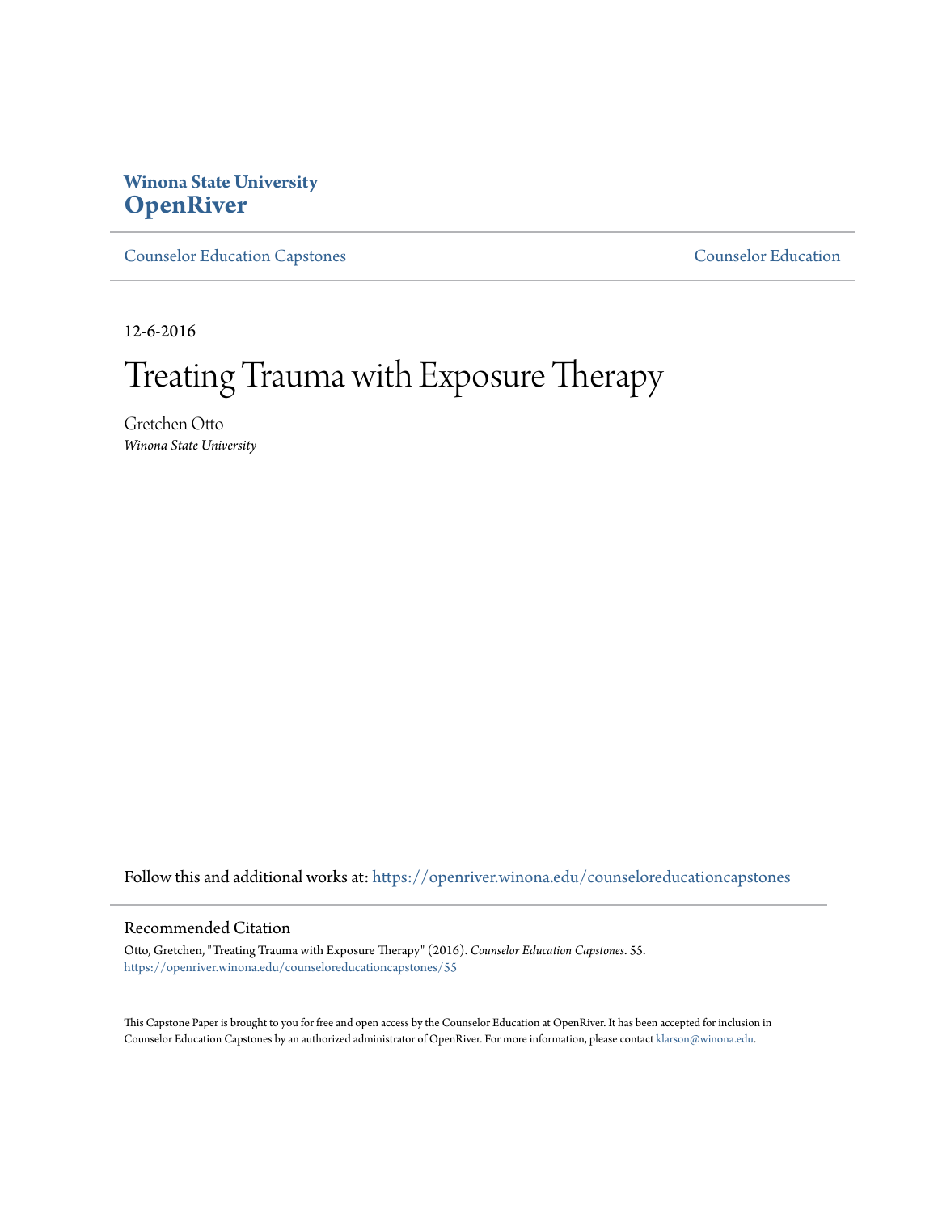**Winona State University**
# OpenRiver

Counselor Education Capstones | Counselor Education

12-6-2016

# Treating Trauma with Exposure Therapy

Gretchen Otto
*Winona State University*

Follow this and additional works at: https://openriver.winona.edu/counseloreducationcapstones

## Recommended Citation

Otto, Gretchen, "Treating Trauma with Exposure Therapy" (2016). *Counselor Education Capstones*. 55.
https://openriver.winona.edu/counseloreducationcapstones/55

This Capstone Paper is brought to you for free and open access by the Counselor Education at OpenRiver. It has been accepted for inclusion in Counselor Education Capstones by an authorized administrator of OpenRiver. For more information, please contact klarson@winona.edu.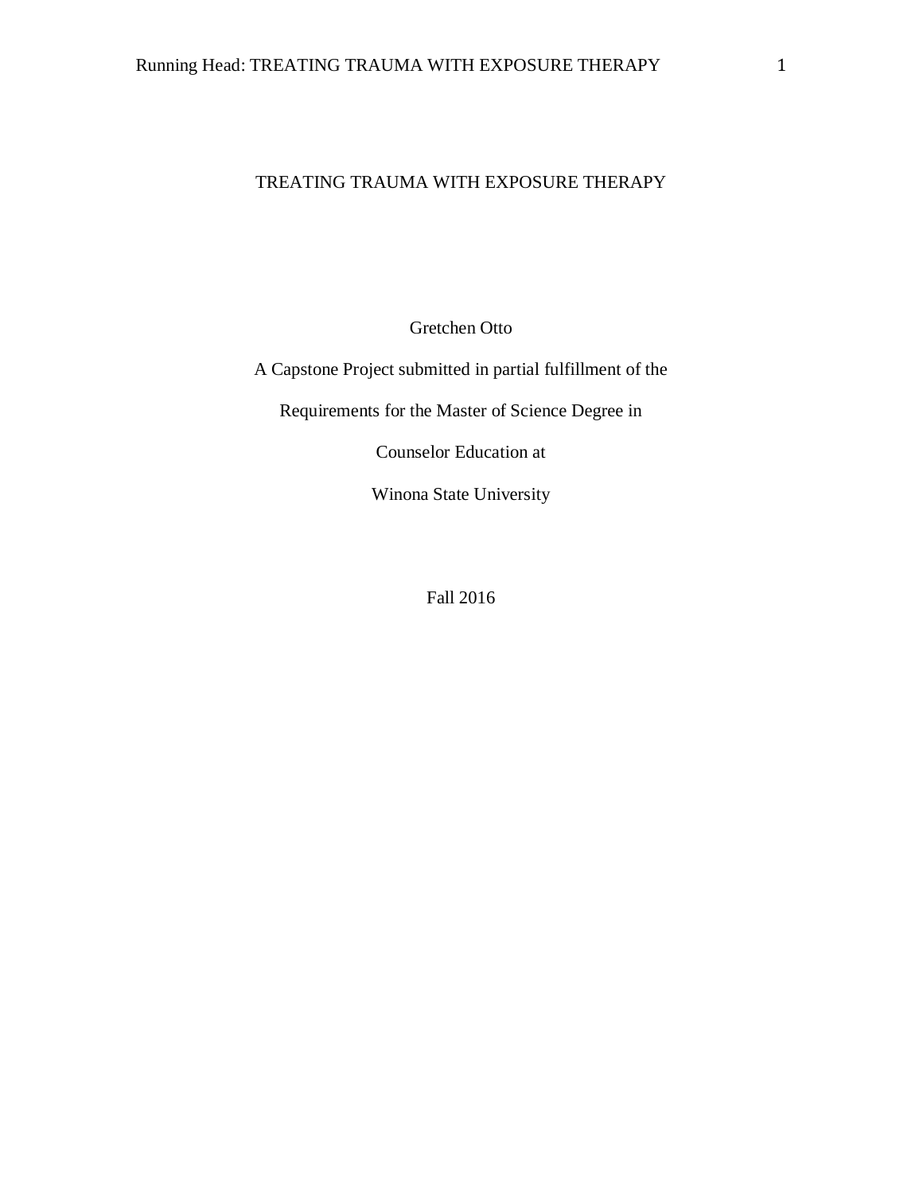# TREATING TRAUMA WITH EXPOSURE THERAPY

Gretchen Otto

A Capstone Project submitted in partial fulfillment of the

Requirements for the Master of Science Degree in

Counselor Education at

Winona State University

Fall 2016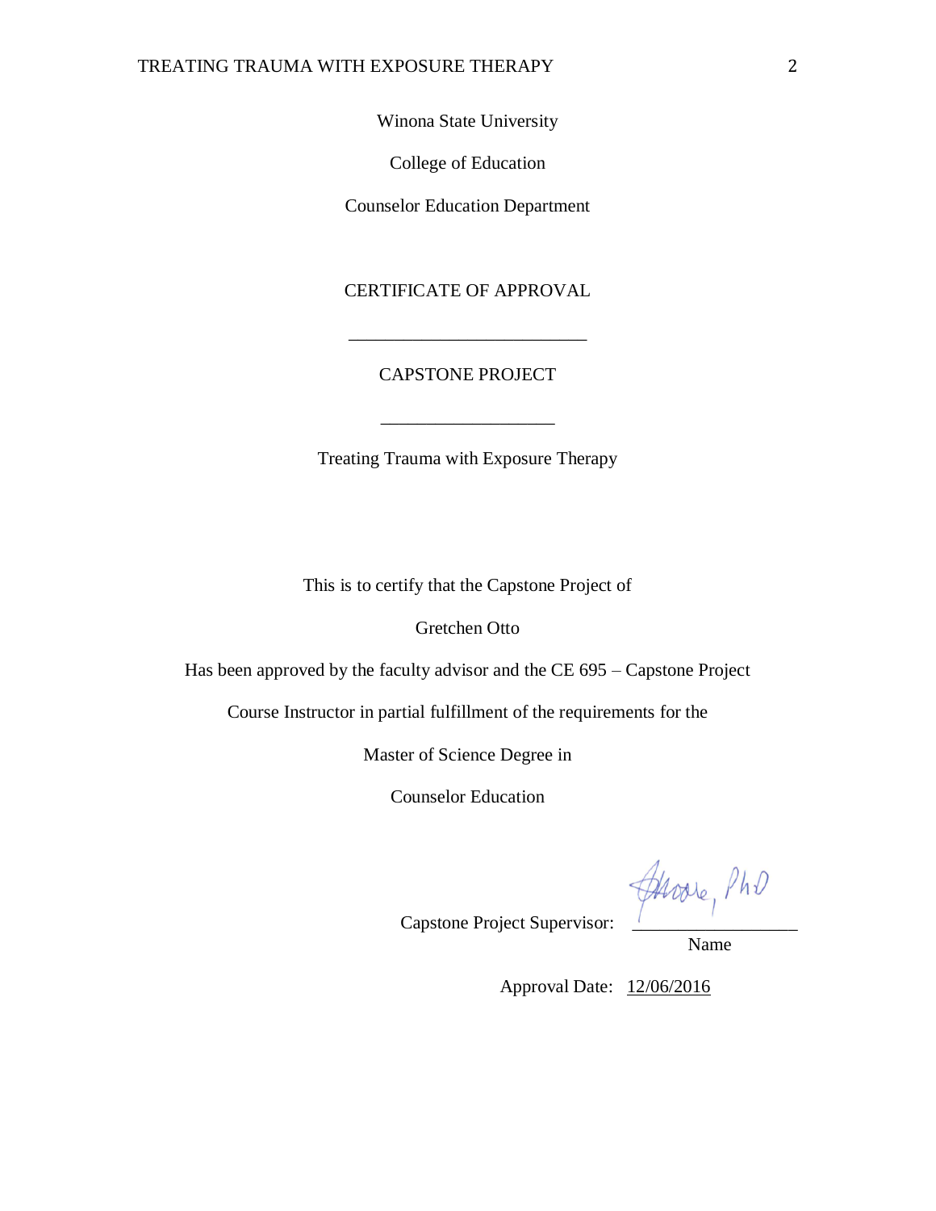Winona State University

College of Education

Counselor Education Department

CERTIFICATE OF APPROVAL

___________________________

CAPSTONE PROJECT

___________________

Treating Trauma with Exposure Therapy

This is to certify that the Capstone Project of

Gretchen Otto

Has been approved by the faculty advisor and the CE 695 – Capstone Project

Course Instructor in partial fulfillment of the requirements for the

Master of Science Degree in

Counselor Education

Capstone Project Supervisor: Moore, PhD
Name

Approval Date: 12/06/2016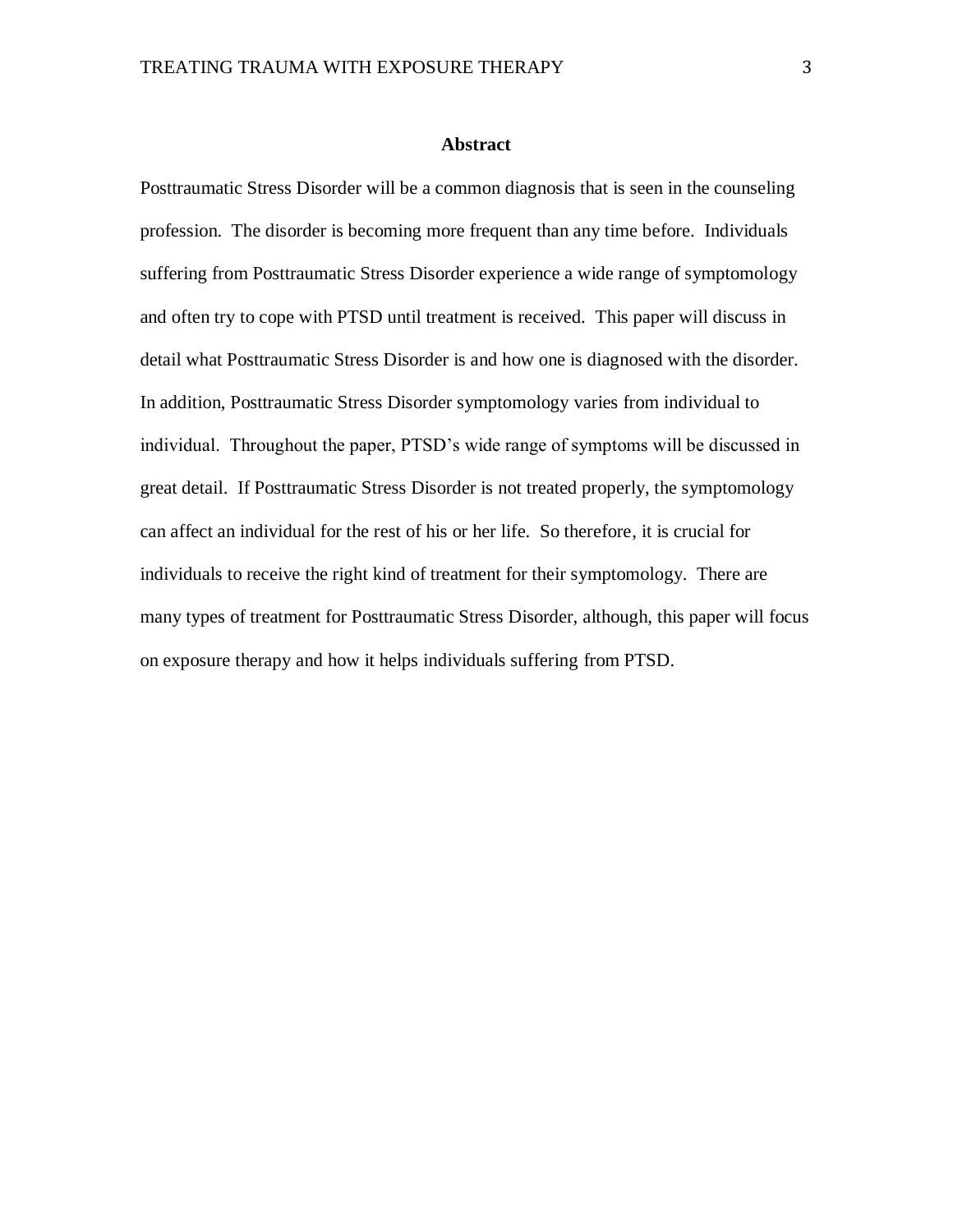## Abstract

Posttraumatic Stress Disorder will be a common diagnosis that is seen in the counseling profession. The disorder is becoming more frequent than any time before. Individuals suffering from Posttraumatic Stress Disorder experience a wide range of symptomology and often try to cope with PTSD until treatment is received. This paper will discuss in detail what Posttraumatic Stress Disorder is and how one is diagnosed with the disorder. In addition, Posttraumatic Stress Disorder symptomology varies from individual to individual. Throughout the paper, PTSD's wide range of symptoms will be discussed in great detail. If Posttraumatic Stress Disorder is not treated properly, the symptomology can affect an individual for the rest of his or her life. So therefore, it is crucial for individuals to receive the right kind of treatment for their symptomology. There are many types of treatment for Posttraumatic Stress Disorder, although, this paper will focus on exposure therapy and how it helps individuals suffering from PTSD.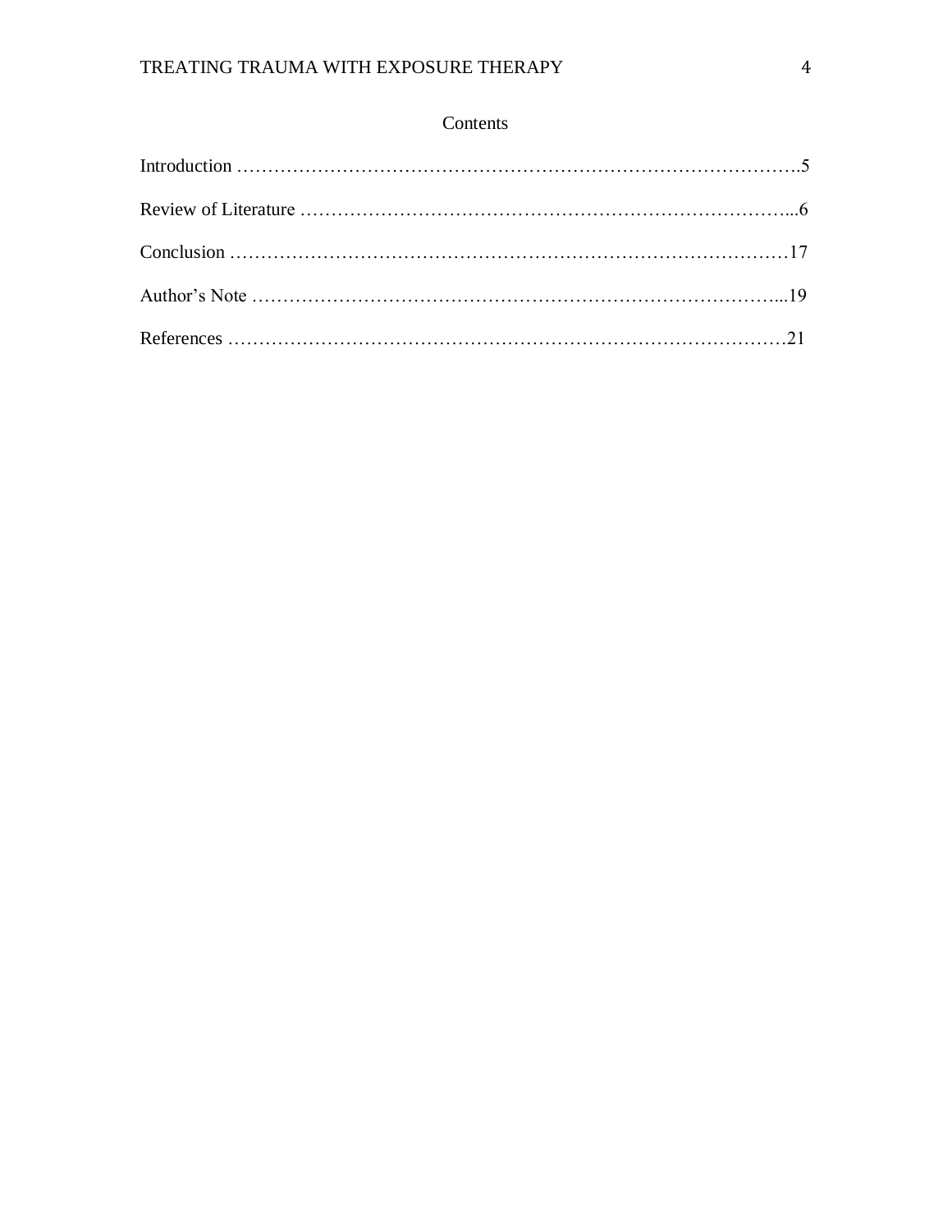# Contents

Introduction ……………………………………………………………………………….5

Review of Literature ……………………………………………………………………...6

Conclusion ……………………………………………………………………………17

Author's Note …………………………………………………………………………...19

References ……………………………………………………………………………21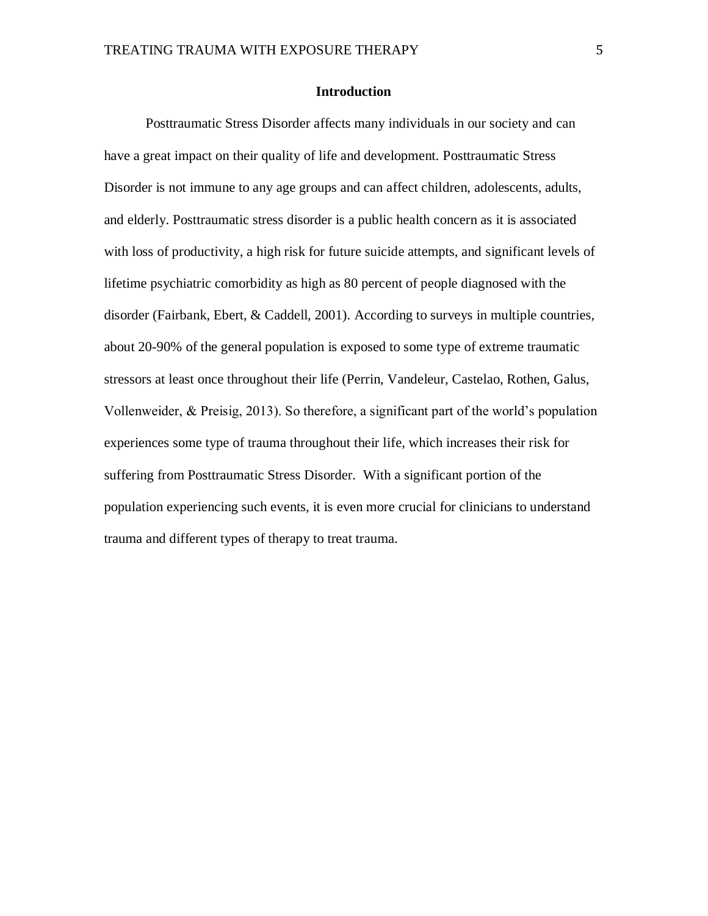# Introduction

Posttraumatic Stress Disorder affects many individuals in our society and can have a great impact on their quality of life and development. Posttraumatic Stress Disorder is not immune to any age groups and can affect children, adolescents, adults, and elderly. Posttraumatic stress disorder is a public health concern as it is associated with loss of productivity, a high risk for future suicide attempts, and significant levels of lifetime psychiatric comorbidity as high as 80 percent of people diagnosed with the disorder (Fairbank, Ebert, & Caddell, 2001). According to surveys in multiple countries, about 20-90% of the general population is exposed to some type of extreme traumatic stressors at least once throughout their life (Perrin, Vandeleur, Castelao, Rothen, Galus, Vollenweider, & Preisig, 2013). So therefore, a significant part of the world's population experiences some type of trauma throughout their life, which increases their risk for suffering from Posttraumatic Stress Disorder. With a significant portion of the population experiencing such events, it is even more crucial for clinicians to understand trauma and different types of therapy to treat trauma.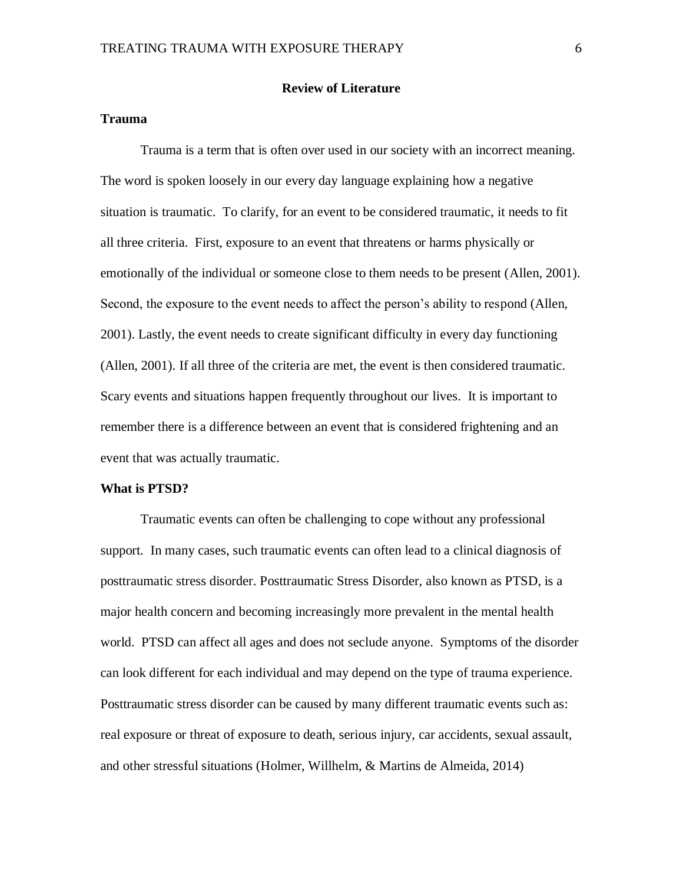## Review of Literature

### Trauma

Trauma is a term that is often over used in our society with an incorrect meaning. The word is spoken loosely in our every day language explaining how a negative situation is traumatic. To clarify, for an event to be considered traumatic, it needs to fit all three criteria. First, exposure to an event that threatens or harms physically or emotionally of the individual or someone close to them needs to be present (Allen, 2001). Second, the exposure to the event needs to affect the person's ability to respond (Allen, 2001). Lastly, the event needs to create significant difficulty in every day functioning (Allen, 2001). If all three of the criteria are met, the event is then considered traumatic. Scary events and situations happen frequently throughout our lives. It is important to remember there is a difference between an event that is considered frightening and an event that was actually traumatic.

### What is PTSD?

Traumatic events can often be challenging to cope without any professional support. In many cases, such traumatic events can often lead to a clinical diagnosis of posttraumatic stress disorder. Posttraumatic Stress Disorder, also known as PTSD, is a major health concern and becoming increasingly more prevalent in the mental health world. PTSD can affect all ages and does not seclude anyone. Symptoms of the disorder can look different for each individual and may depend on the type of trauma experience. Posttraumatic stress disorder can be caused by many different traumatic events such as: real exposure or threat of exposure to death, serious injury, car accidents, sexual assault, and other stressful situations (Holmer, Willhelm, & Martins de Almeida, 2014)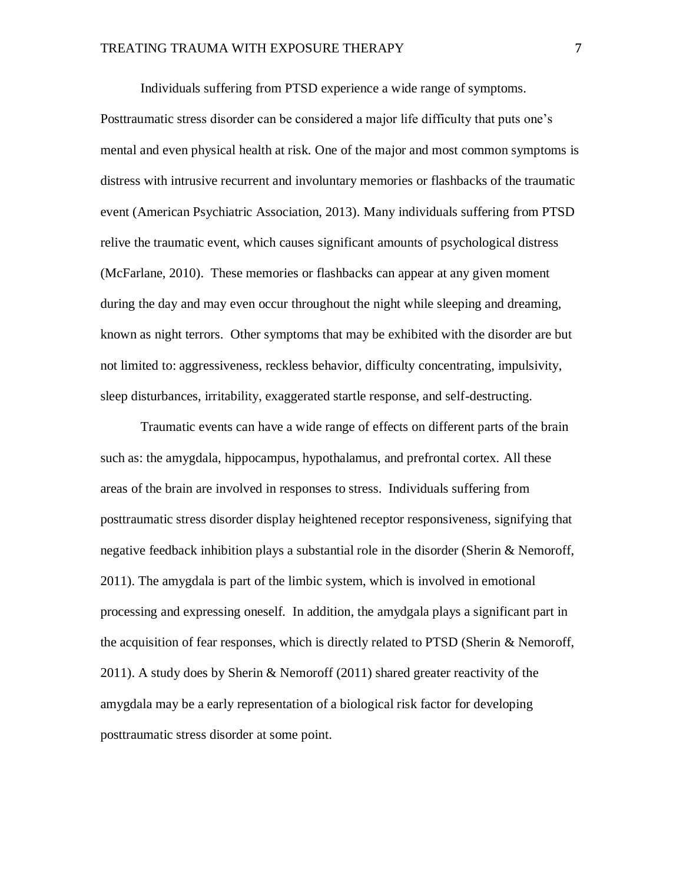Individuals suffering from PTSD experience a wide range of symptoms. Posttraumatic stress disorder can be considered a major life difficulty that puts one's mental and even physical health at risk. One of the major and most common symptoms is distress with intrusive recurrent and involuntary memories or flashbacks of the traumatic event (American Psychiatric Association, 2013). Many individuals suffering from PTSD relive the traumatic event, which causes significant amounts of psychological distress (McFarlane, 2010). These memories or flashbacks can appear at any given moment during the day and may even occur throughout the night while sleeping and dreaming, known as night terrors. Other symptoms that may be exhibited with the disorder are but not limited to: aggressiveness, reckless behavior, difficulty concentrating, impulsivity, sleep disturbances, irritability, exaggerated startle response, and self-destructing.

Traumatic events can have a wide range of effects on different parts of the brain such as: the amygdala, hippocampus, hypothalamus, and prefrontal cortex. All these areas of the brain are involved in responses to stress. Individuals suffering from posttraumatic stress disorder display heightened receptor responsiveness, signifying that negative feedback inhibition plays a substantial role in the disorder (Sherin & Nemoroff, 2011). The amygdala is part of the limbic system, which is involved in emotional processing and expressing oneself. In addition, the amydgala plays a significant part in the acquisition of fear responses, which is directly related to PTSD (Sherin & Nemoroff, 2011). A study does by Sherin & Nemoroff (2011) shared greater reactivity of the amygdala may be a early representation of a biological risk factor for developing posttraumatic stress disorder at some point.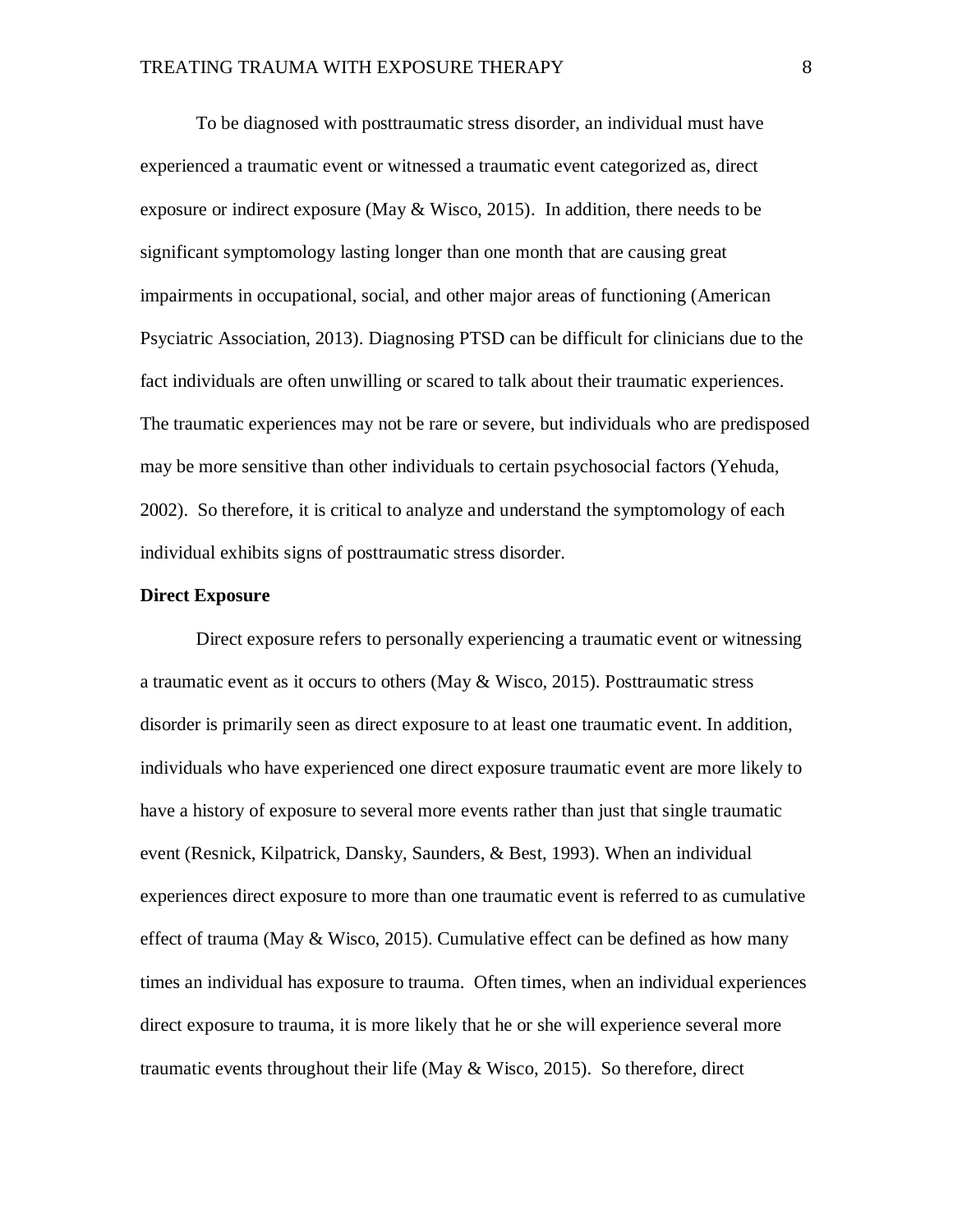To be diagnosed with posttraumatic stress disorder, an individual must have experienced a traumatic event or witnessed a traumatic event categorized as, direct exposure or indirect exposure (May & Wisco, 2015). In addition, there needs to be significant symptomology lasting longer than one month that are causing great impairments in occupational, social, and other major areas of functioning (American Psyciatric Association, 2013). Diagnosing PTSD can be difficult for clinicians due to the fact individuals are often unwilling or scared to talk about their traumatic experiences. The traumatic experiences may not be rare or severe, but individuals who are predisposed may be more sensitive than other individuals to certain psychosocial factors (Yehuda, 2002). So therefore, it is critical to analyze and understand the symptomology of each individual exhibits signs of posttraumatic stress disorder.

**Direct Exposure**

Direct exposure refers to personally experiencing a traumatic event or witnessing a traumatic event as it occurs to others (May & Wisco, 2015). Posttraumatic stress disorder is primarily seen as direct exposure to at least one traumatic event. In addition, individuals who have experienced one direct exposure traumatic event are more likely to have a history of exposure to several more events rather than just that single traumatic event (Resnick, Kilpatrick, Dansky, Saunders, & Best, 1993). When an individual experiences direct exposure to more than one traumatic event is referred to as cumulative effect of trauma (May & Wisco, 2015). Cumulative effect can be defined as how many times an individual has exposure to trauma. Often times, when an individual experiences direct exposure to trauma, it is more likely that he or she will experience several more traumatic events throughout their life (May & Wisco, 2015). So therefore, direct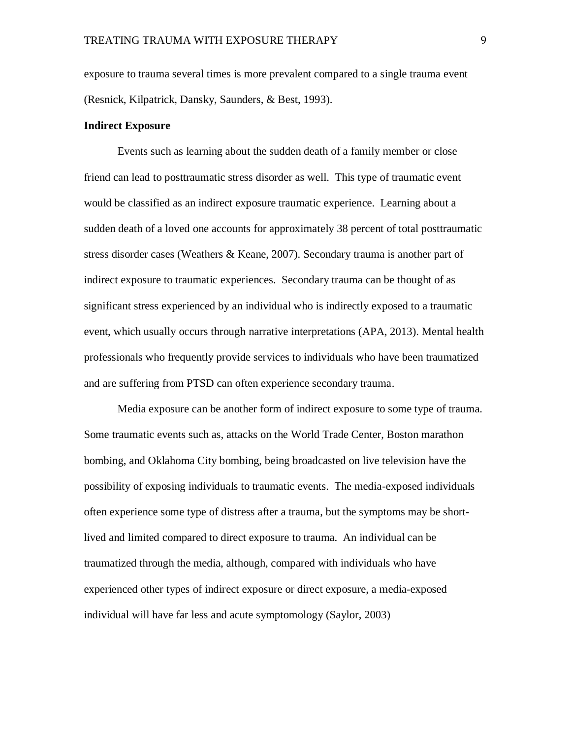exposure to trauma several times is more prevalent compared to a single trauma event (Resnick, Kilpatrick, Dansky, Saunders, & Best, 1993).

**Indirect Exposure**

Events such as learning about the sudden death of a family member or close friend can lead to posttraumatic stress disorder as well. This type of traumatic event would be classified as an indirect exposure traumatic experience. Learning about a sudden death of a loved one accounts for approximately 38 percent of total posttraumatic stress disorder cases (Weathers & Keane, 2007). Secondary trauma is another part of indirect exposure to traumatic experiences. Secondary trauma can be thought of as significant stress experienced by an individual who is indirectly exposed to a traumatic event, which usually occurs through narrative interpretations (APA, 2013). Mental health professionals who frequently provide services to individuals who have been traumatized and are suffering from PTSD can often experience secondary trauma.

Media exposure can be another form of indirect exposure to some type of trauma. Some traumatic events such as, attacks on the World Trade Center, Boston marathon bombing, and Oklahoma City bombing, being broadcasted on live television have the possibility of exposing individuals to traumatic events. The media-exposed individuals often experience some type of distress after a trauma, but the symptoms may be short-lived and limited compared to direct exposure to trauma. An individual can be traumatized through the media, although, compared with individuals who have experienced other types of indirect exposure or direct exposure, a media-exposed individual will have far less and acute symptomology (Saylor, 2003)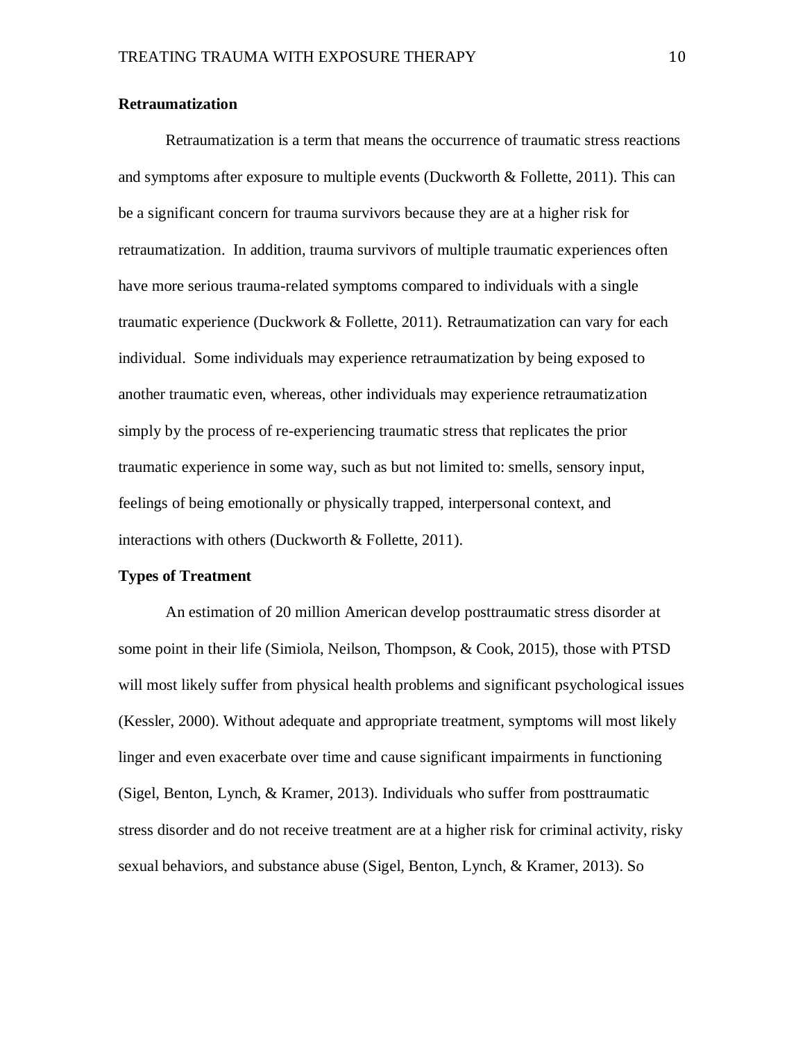**Retraumatization**

Retraumatization is a term that means the occurrence of traumatic stress reactions and symptoms after exposure to multiple events (Duckworth & Follette, 2011). This can be a significant concern for trauma survivors because they are at a higher risk for retraumatization. In addition, trauma survivors of multiple traumatic experiences often have more serious trauma-related symptoms compared to individuals with a single traumatic experience (Duckwork & Follette, 2011). Retraumatization can vary for each individual. Some individuals may experience retraumatization by being exposed to another traumatic even, whereas, other individuals may experience retraumatization simply by the process of re-experiencing traumatic stress that replicates the prior traumatic experience in some way, such as but not limited to: smells, sensory input, feelings of being emotionally or physically trapped, interpersonal context, and interactions with others (Duckworth & Follette, 2011).

**Types of Treatment**

An estimation of 20 million American develop posttraumatic stress disorder at some point in their life (Simiola, Neilson, Thompson, & Cook, 2015), those with PTSD will most likely suffer from physical health problems and significant psychological issues (Kessler, 2000). Without adequate and appropriate treatment, symptoms will most likely linger and even exacerbate over time and cause significant impairments in functioning (Sigel, Benton, Lynch, & Kramer, 2013). Individuals who suffer from posttraumatic stress disorder and do not receive treatment are at a higher risk for criminal activity, risky sexual behaviors, and substance abuse (Sigel, Benton, Lynch, & Kramer, 2013). So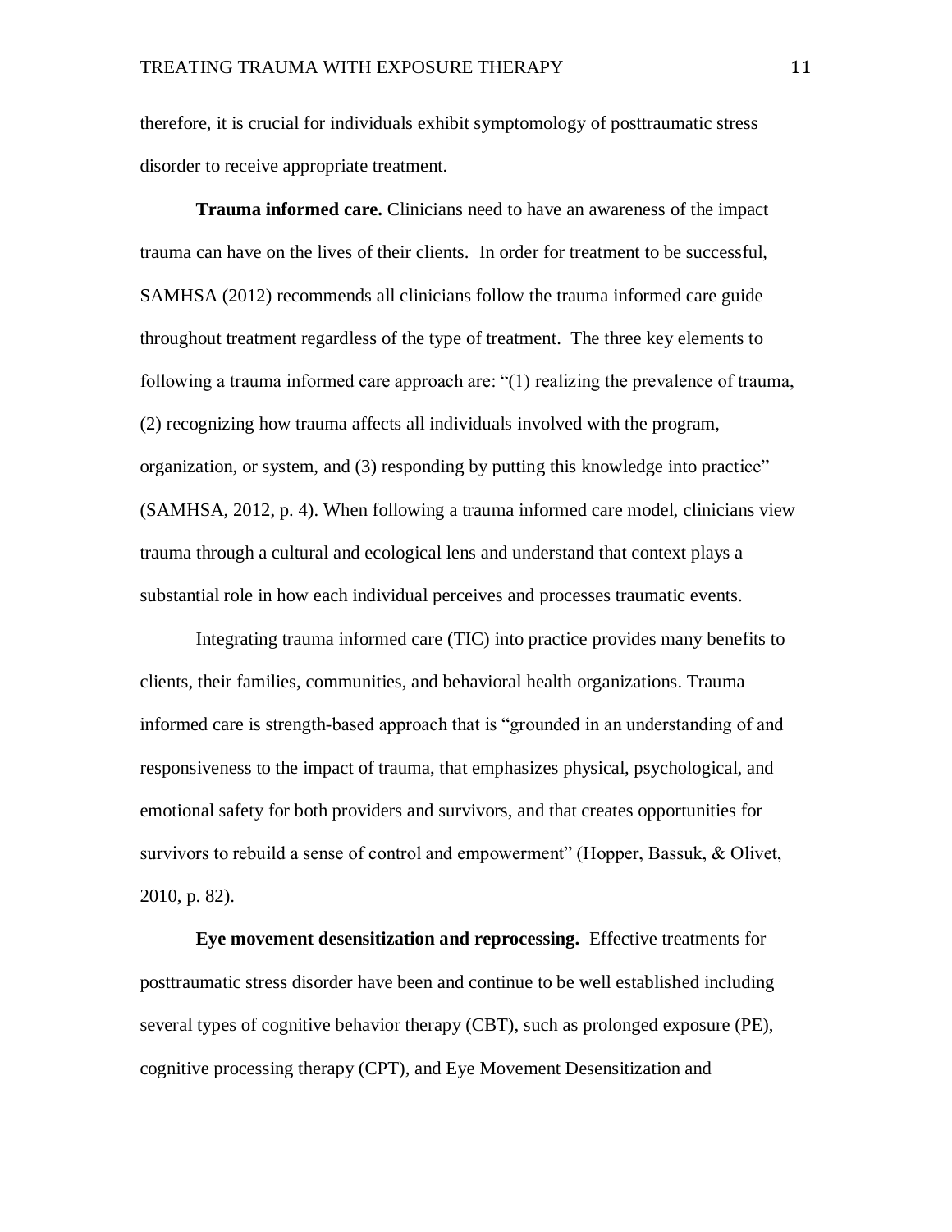therefore, it is crucial for individuals exhibit symptomology of posttraumatic stress disorder to receive appropriate treatment.

**Trauma informed care.** Clinicians need to have an awareness of the impact trauma can have on the lives of their clients. In order for treatment to be successful, SAMHSA (2012) recommends all clinicians follow the trauma informed care guide throughout treatment regardless of the type of treatment. The three key elements to following a trauma informed care approach are: "(1) realizing the prevalence of trauma, (2) recognizing how trauma affects all individuals involved with the program, organization, or system, and (3) responding by putting this knowledge into practice" (SAMHSA, 2012, p. 4). When following a trauma informed care model, clinicians view trauma through a cultural and ecological lens and understand that context plays a substantial role in how each individual perceives and processes traumatic events.

Integrating trauma informed care (TIC) into practice provides many benefits to clients, their families, communities, and behavioral health organizations. Trauma informed care is strength-based approach that is "grounded in an understanding of and responsiveness to the impact of trauma, that emphasizes physical, psychological, and emotional safety for both providers and survivors, and that creates opportunities for survivors to rebuild a sense of control and empowerment" (Hopper, Bassuk, & Olivet, 2010, p. 82).

**Eye movement desensitization and reprocessing.** Effective treatments for posttraumatic stress disorder have been and continue to be well established including several types of cognitive behavior therapy (CBT), such as prolonged exposure (PE), cognitive processing therapy (CPT), and Eye Movement Desensitization and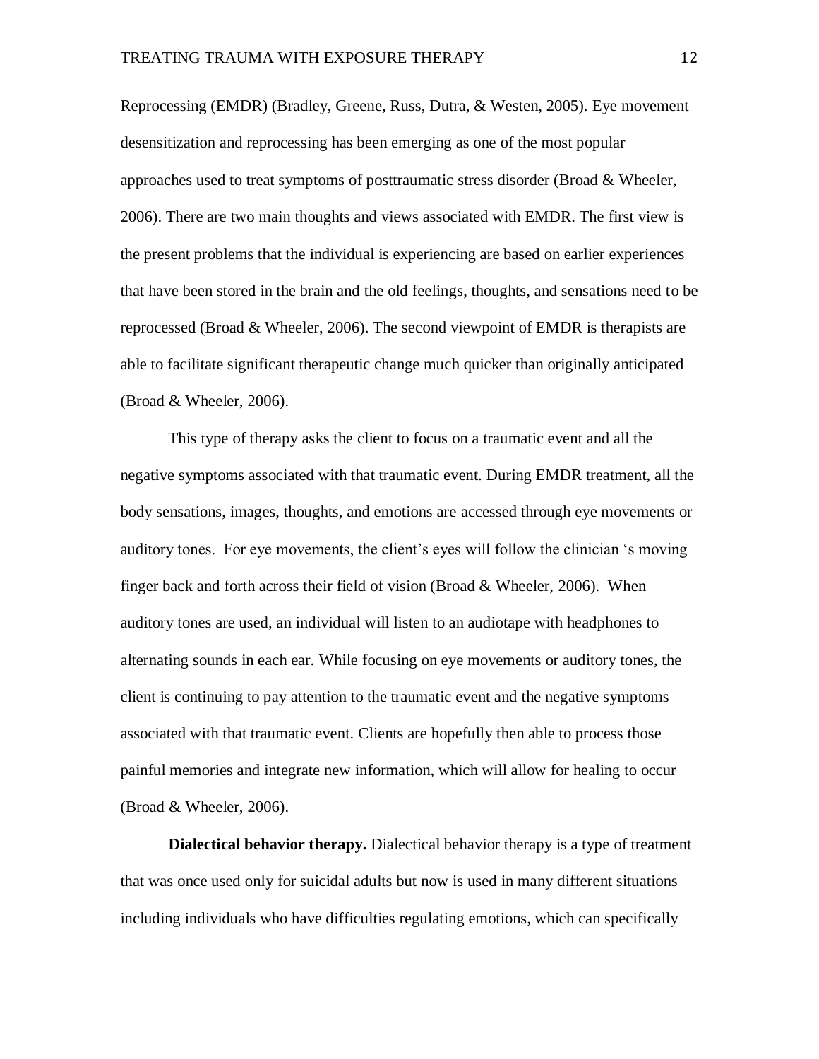Reprocessing (EMDR) (Bradley, Greene, Russ, Dutra, & Westen, 2005). Eye movement desensitization and reprocessing has been emerging as one of the most popular approaches used to treat symptoms of posttraumatic stress disorder (Broad & Wheeler, 2006). There are two main thoughts and views associated with EMDR. The first view is the present problems that the individual is experiencing are based on earlier experiences that have been stored in the brain and the old feelings, thoughts, and sensations need to be reprocessed (Broad & Wheeler, 2006). The second viewpoint of EMDR is therapists are able to facilitate significant therapeutic change much quicker than originally anticipated (Broad & Wheeler, 2006).

This type of therapy asks the client to focus on a traumatic event and all the negative symptoms associated with that traumatic event. During EMDR treatment, all the body sensations, images, thoughts, and emotions are accessed through eye movements or auditory tones. For eye movements, the client's eyes will follow the clinician 's moving finger back and forth across their field of vision (Broad & Wheeler, 2006). When auditory tones are used, an individual will listen to an audiotape with headphones to alternating sounds in each ear. While focusing on eye movements or auditory tones, the client is continuing to pay attention to the traumatic event and the negative symptoms associated with that traumatic event. Clients are hopefully then able to process those painful memories and integrate new information, which will allow for healing to occur (Broad & Wheeler, 2006).

**Dialectical behavior therapy.** Dialectical behavior therapy is a type of treatment that was once used only for suicidal adults but now is used in many different situations including individuals who have difficulties regulating emotions, which can specifically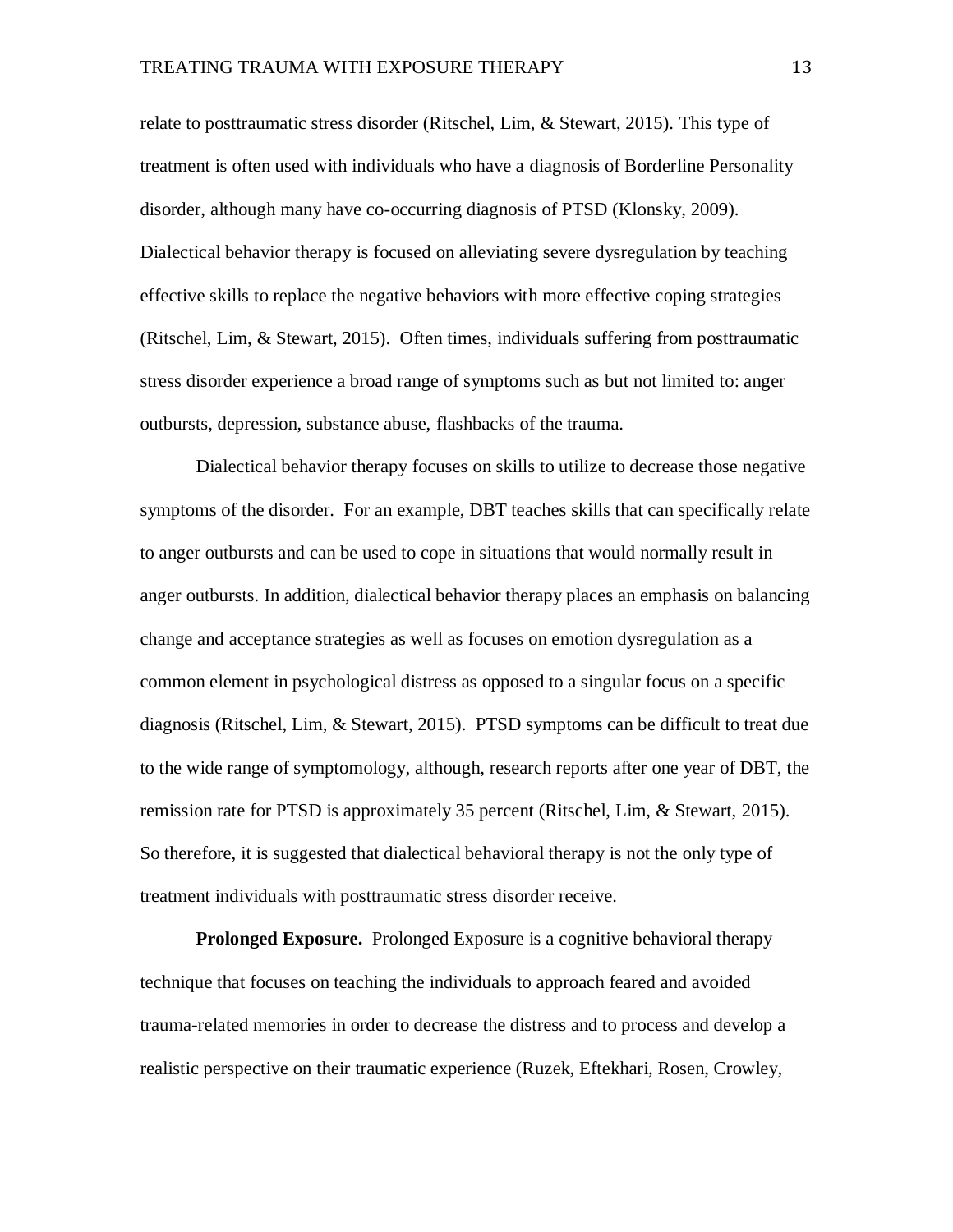relate to posttraumatic stress disorder (Ritschel, Lim, & Stewart, 2015). This type of treatment is often used with individuals who have a diagnosis of Borderline Personality disorder, although many have co-occurring diagnosis of PTSD (Klonsky, 2009). Dialectical behavior therapy is focused on alleviating severe dysregulation by teaching effective skills to replace the negative behaviors with more effective coping strategies (Ritschel, Lim, & Stewart, 2015). Often times, individuals suffering from posttraumatic stress disorder experience a broad range of symptoms such as but not limited to: anger outbursts, depression, substance abuse, flashbacks of the trauma.

Dialectical behavior therapy focuses on skills to utilize to decrease those negative symptoms of the disorder. For an example, DBT teaches skills that can specifically relate to anger outbursts and can be used to cope in situations that would normally result in anger outbursts. In addition, dialectical behavior therapy places an emphasis on balancing change and acceptance strategies as well as focuses on emotion dysregulation as a common element in psychological distress as opposed to a singular focus on a specific diagnosis (Ritschel, Lim, & Stewart, 2015). PTSD symptoms can be difficult to treat due to the wide range of symptomology, although, research reports after one year of DBT, the remission rate for PTSD is approximately 35 percent (Ritschel, Lim, & Stewart, 2015). So therefore, it is suggested that dialectical behavioral therapy is not the only type of treatment individuals with posttraumatic stress disorder receive.

**Prolonged Exposure.** Prolonged Exposure is a cognitive behavioral therapy technique that focuses on teaching the individuals to approach feared and avoided trauma-related memories in order to decrease the distress and to process and develop a realistic perspective on their traumatic experience (Ruzek, Eftekhari, Rosen, Crowley,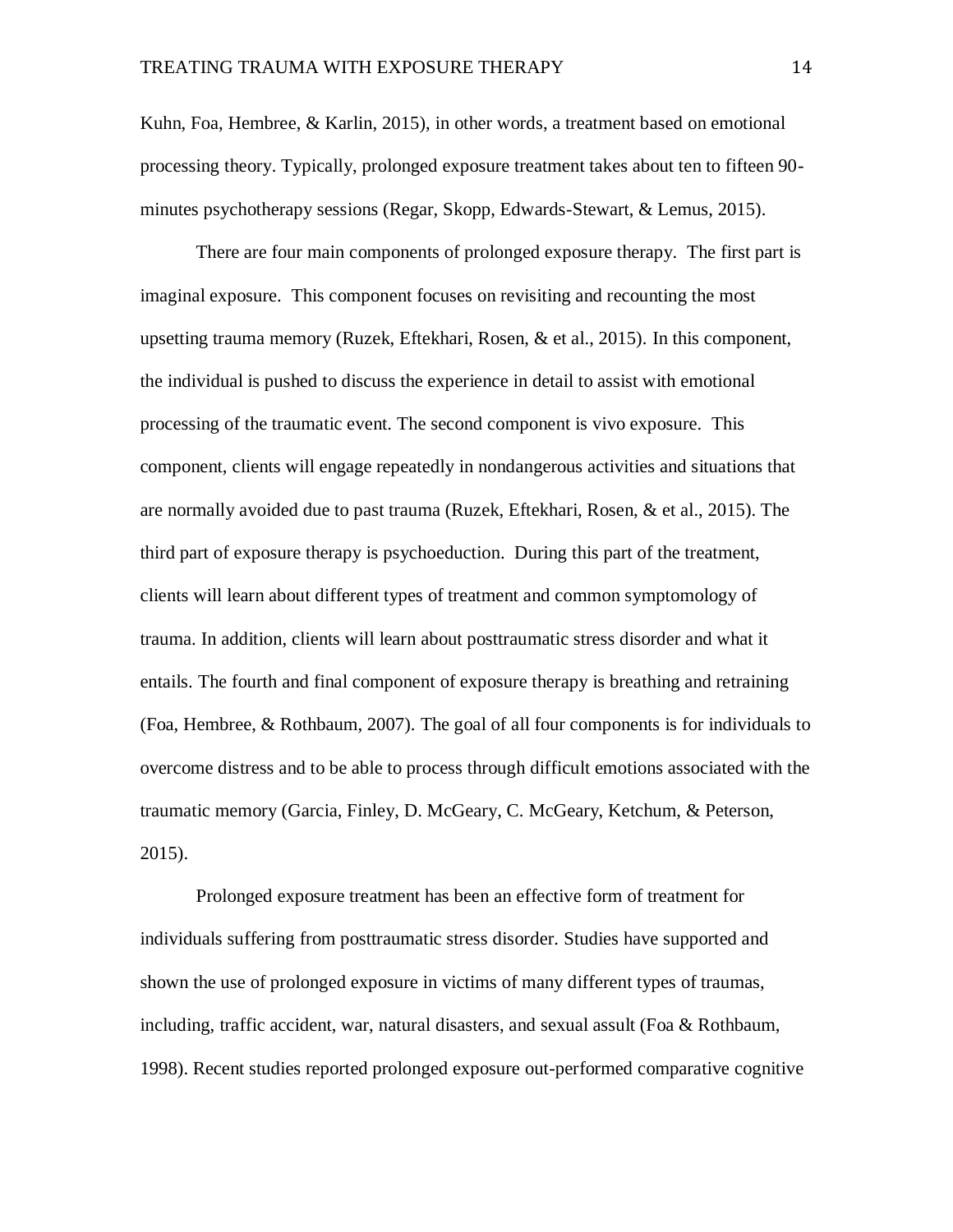Kuhn, Foa, Hembree, & Karlin, 2015), in other words, a treatment based on emotional processing theory. Typically, prolonged exposure treatment takes about ten to fifteen 90-minutes psychotherapy sessions (Regar, Skopp, Edwards-Stewart, & Lemus, 2015).

There are four main components of prolonged exposure therapy. The first part is imaginal exposure. This component focuses on revisiting and recounting the most upsetting trauma memory (Ruzek, Eftekhari, Rosen, & et al., 2015). In this component, the individual is pushed to discuss the experience in detail to assist with emotional processing of the traumatic event. The second component is vivo exposure. This component, clients will engage repeatedly in nondangerous activities and situations that are normally avoided due to past trauma (Ruzek, Eftekhari, Rosen, & et al., 2015). The third part of exposure therapy is psychoeduction. During this part of the treatment, clients will learn about different types of treatment and common symptomology of trauma. In addition, clients will learn about posttraumatic stress disorder and what it entails. The fourth and final component of exposure therapy is breathing and retraining (Foa, Hembree, & Rothbaum, 2007). The goal of all four components is for individuals to overcome distress and to be able to process through difficult emotions associated with the traumatic memory (Garcia, Finley, D. McGeary, C. McGeary, Ketchum, & Peterson, 2015).

Prolonged exposure treatment has been an effective form of treatment for individuals suffering from posttraumatic stress disorder. Studies have supported and shown the use of prolonged exposure in victims of many different types of traumas, including, traffic accident, war, natural disasters, and sexual assult (Foa & Rothbaum, 1998). Recent studies reported prolonged exposure out-performed comparative cognitive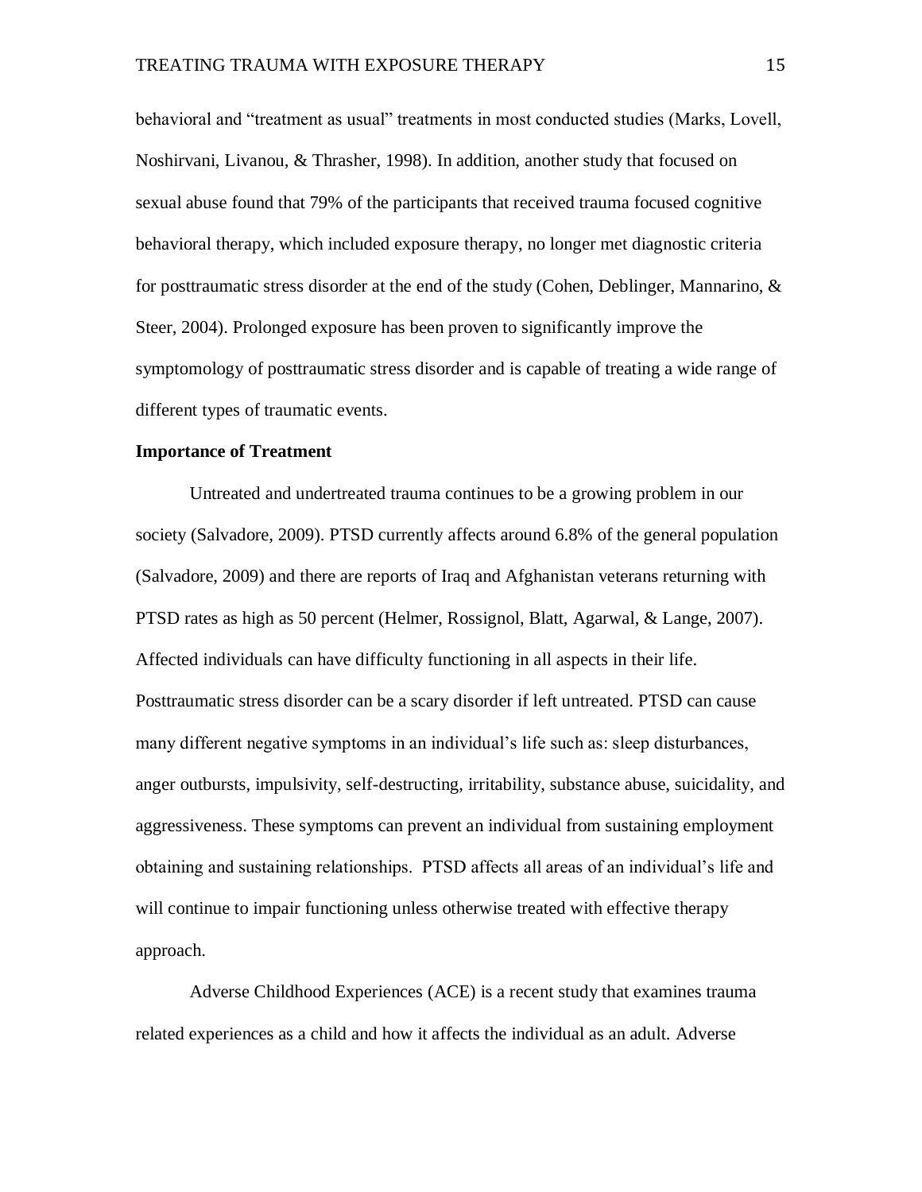behavioral and "treatment as usual" treatments in most conducted studies (Marks, Lovell, Noshirvani, Livanou, & Thrasher, 1998). In addition, another study that focused on sexual abuse found that 79% of the participants that received trauma focused cognitive behavioral therapy, which included exposure therapy, no longer met diagnostic criteria for posttraumatic stress disorder at the end of the study (Cohen, Deblinger, Mannarino, & Steer, 2004). Prolonged exposure has been proven to significantly improve the symptomology of posttraumatic stress disorder and is capable of treating a wide range of different types of traumatic events.

**Importance of Treatment**

Untreated and undertreated trauma continues to be a growing problem in our society (Salvadore, 2009). PTSD currently affects around 6.8% of the general population (Salvadore, 2009) and there are reports of Iraq and Afghanistan veterans returning with PTSD rates as high as 50 percent (Helmer, Rossignol, Blatt, Agarwal, & Lange, 2007). Affected individuals can have difficulty functioning in all aspects in their life. Posttraumatic stress disorder can be a scary disorder if left untreated. PTSD can cause many different negative symptoms in an individual's life such as: sleep disturbances, anger outbursts, impulsivity, self-destructing, irritability, substance abuse, suicidality, and aggressiveness. These symptoms can prevent an individual from sustaining employment obtaining and sustaining relationships. PTSD affects all areas of an individual's life and will continue to impair functioning unless otherwise treated with effective therapy approach.

Adverse Childhood Experiences (ACE) is a recent study that examines trauma related experiences as a child and how it affects the individual as an adult. Adverse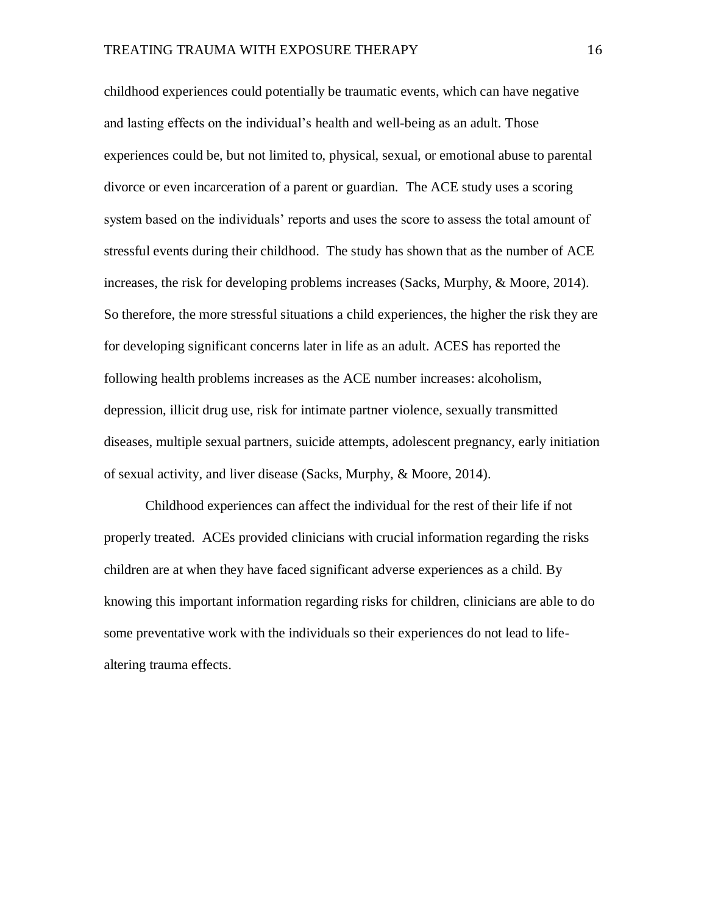childhood experiences could potentially be traumatic events, which can have negative and lasting effects on the individual's health and well-being as an adult. Those experiences could be, but not limited to, physical, sexual, or emotional abuse to parental divorce or even incarceration of a parent or guardian.  The ACE study uses a scoring system based on the individuals' reports and uses the score to assess the total amount of stressful events during their childhood.  The study has shown that as the number of ACE increases, the risk for developing problems increases (Sacks, Murphy, & Moore, 2014). So therefore, the more stressful situations a child experiences, the higher the risk they are for developing significant concerns later in life as an adult. ACES has reported the following health problems increases as the ACE number increases: alcoholism, depression, illicit drug use, risk for intimate partner violence, sexually transmitted diseases, multiple sexual partners, suicide attempts, adolescent pregnancy, early initiation of sexual activity, and liver disease (Sacks, Murphy, & Moore, 2014).

Childhood experiences can affect the individual for the rest of their life if not properly treated.  ACEs provided clinicians with crucial information regarding the risks children are at when they have faced significant adverse experiences as a child. By knowing this important information regarding risks for children, clinicians are able to do some preventative work with the individuals so their experiences do not lead to life-altering trauma effects.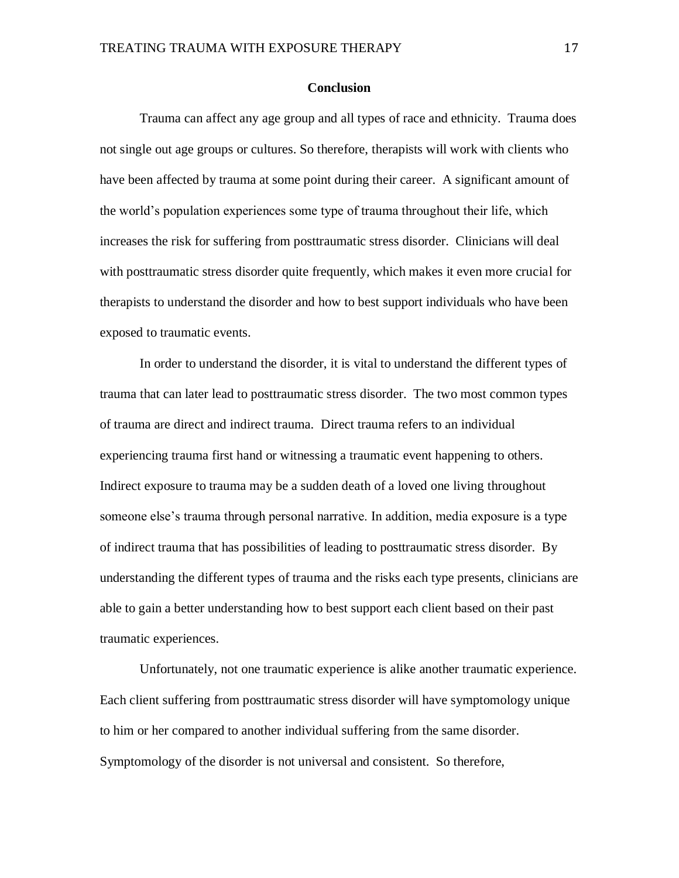## Conclusion

Trauma can affect any age group and all types of race and ethnicity. Trauma does not single out age groups or cultures. So therefore, therapists will work with clients who have been affected by trauma at some point during their career. A significant amount of the world's population experiences some type of trauma throughout their life, which increases the risk for suffering from posttraumatic stress disorder. Clinicians will deal with posttraumatic stress disorder quite frequently, which makes it even more crucial for therapists to understand the disorder and how to best support individuals who have been exposed to traumatic events.

In order to understand the disorder, it is vital to understand the different types of trauma that can later lead to posttraumatic stress disorder. The two most common types of trauma are direct and indirect trauma. Direct trauma refers to an individual experiencing trauma first hand or witnessing a traumatic event happening to others. Indirect exposure to trauma may be a sudden death of a loved one living throughout someone else's trauma through personal narrative. In addition, media exposure is a type of indirect trauma that has possibilities of leading to posttraumatic stress disorder. By understanding the different types of trauma and the risks each type presents, clinicians are able to gain a better understanding how to best support each client based on their past traumatic experiences.

Unfortunately, not one traumatic experience is alike another traumatic experience. Each client suffering from posttraumatic stress disorder will have symptomology unique to him or her compared to another individual suffering from the same disorder. Symptomology of the disorder is not universal and consistent. So therefore,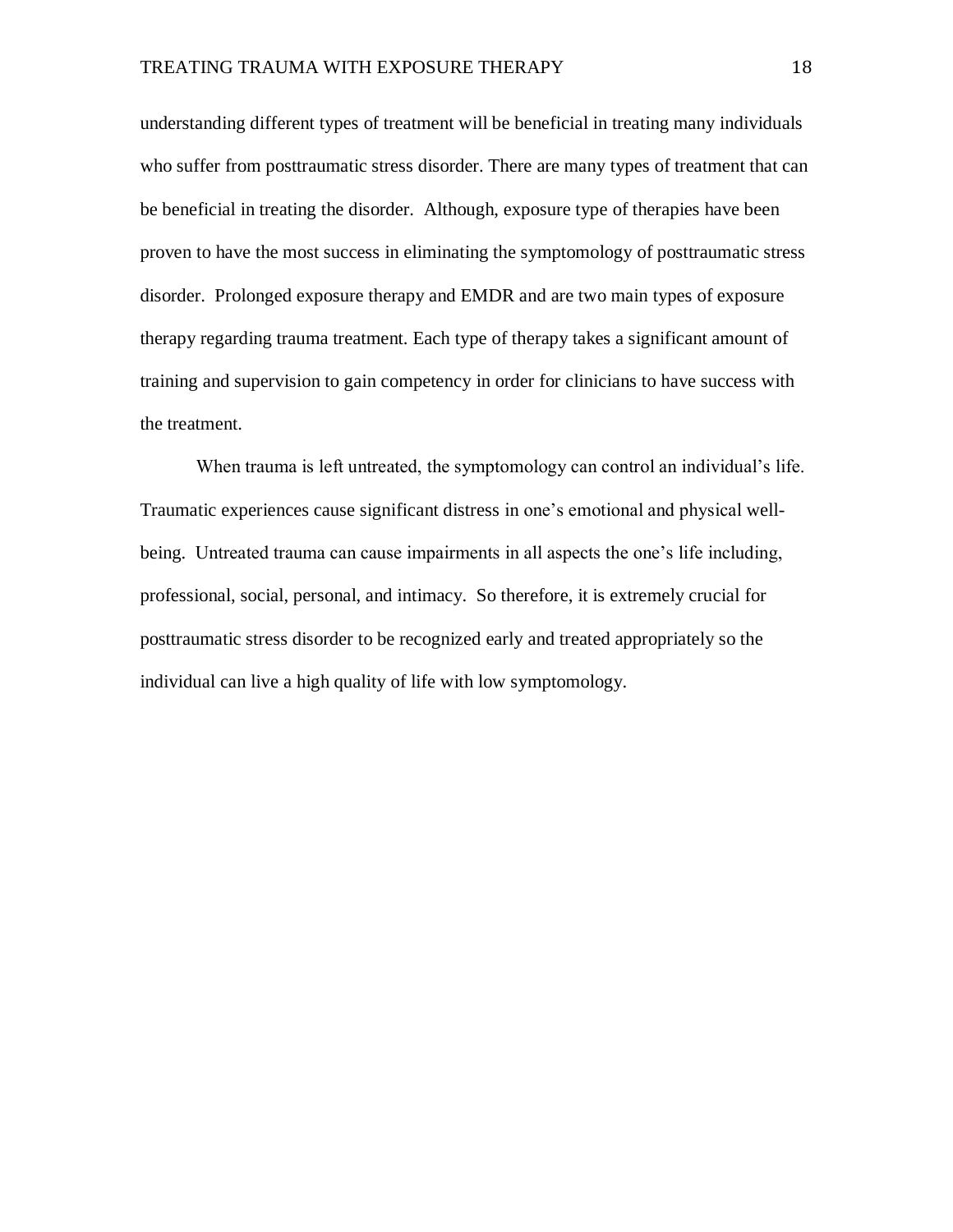understanding different types of treatment will be beneficial in treating many individuals who suffer from posttraumatic stress disorder. There are many types of treatment that can be beneficial in treating the disorder.  Although, exposure type of therapies have been proven to have the most success in eliminating the symptomology of posttraumatic stress disorder.  Prolonged exposure therapy and EMDR and are two main types of exposure therapy regarding trauma treatment. Each type of therapy takes a significant amount of training and supervision to gain competency in order for clinicians to have success with the treatment.

When trauma is left untreated, the symptomology can control an individual's life. Traumatic experiences cause significant distress in one's emotional and physical well-being.  Untreated trauma can cause impairments in all aspects the one's life including, professional, social, personal, and intimacy.  So therefore, it is extremely crucial for posttraumatic stress disorder to be recognized early and treated appropriately so the individual can live a high quality of life with low symptomology.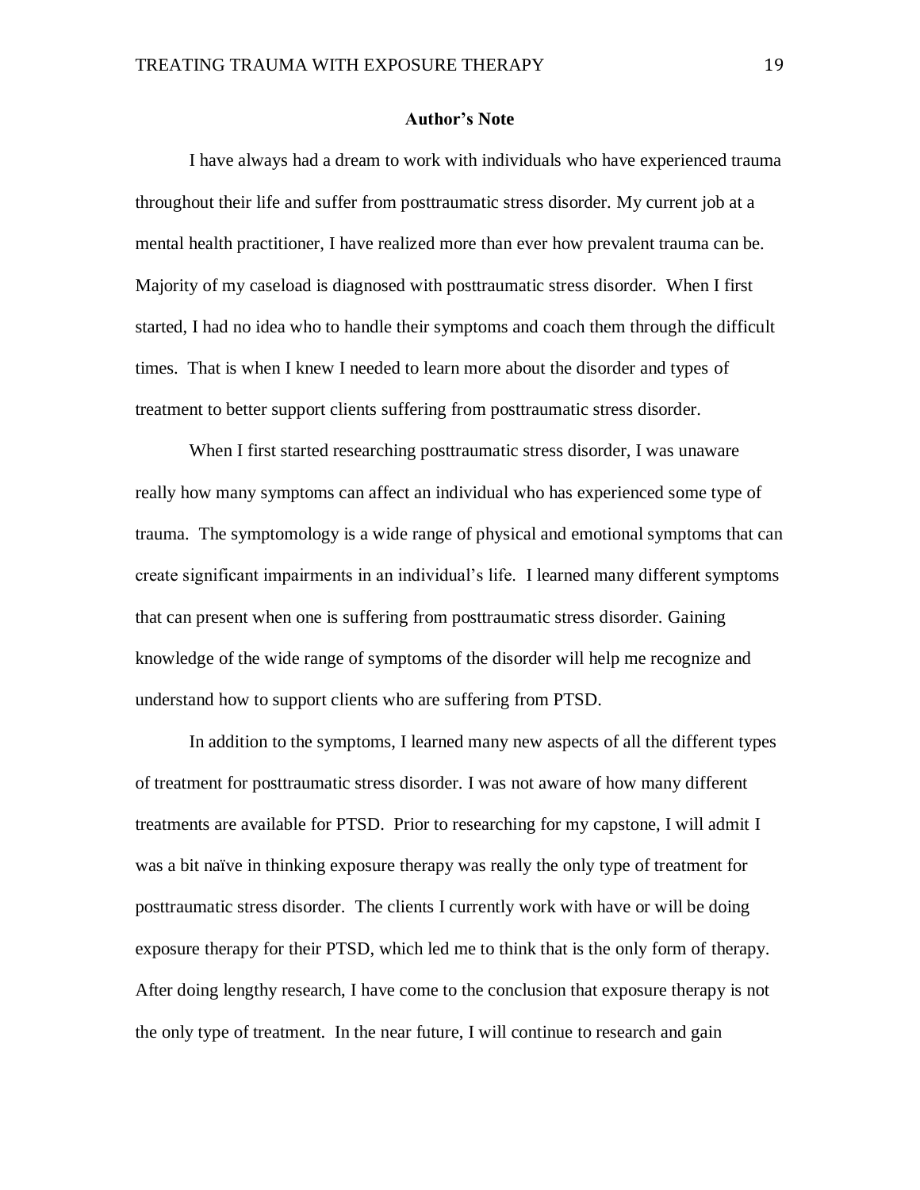## Author's Note

I have always had a dream to work with individuals who have experienced trauma throughout their life and suffer from posttraumatic stress disorder. My current job at a mental health practitioner, I have realized more than ever how prevalent trauma can be. Majority of my caseload is diagnosed with posttraumatic stress disorder. When I first started, I had no idea who to handle their symptoms and coach them through the difficult times. That is when I knew I needed to learn more about the disorder and types of treatment to better support clients suffering from posttraumatic stress disorder.

When I first started researching posttraumatic stress disorder, I was unaware really how many symptoms can affect an individual who has experienced some type of trauma. The symptomology is a wide range of physical and emotional symptoms that can create significant impairments in an individual's life. I learned many different symptoms that can present when one is suffering from posttraumatic stress disorder. Gaining knowledge of the wide range of symptoms of the disorder will help me recognize and understand how to support clients who are suffering from PTSD.

In addition to the symptoms, I learned many new aspects of all the different types of treatment for posttraumatic stress disorder. I was not aware of how many different treatments are available for PTSD. Prior to researching for my capstone, I will admit I was a bit naïve in thinking exposure therapy was really the only type of treatment for posttraumatic stress disorder. The clients I currently work with have or will be doing exposure therapy for their PTSD, which led me to think that is the only form of therapy. After doing lengthy research, I have come to the conclusion that exposure therapy is not the only type of treatment. In the near future, I will continue to research and gain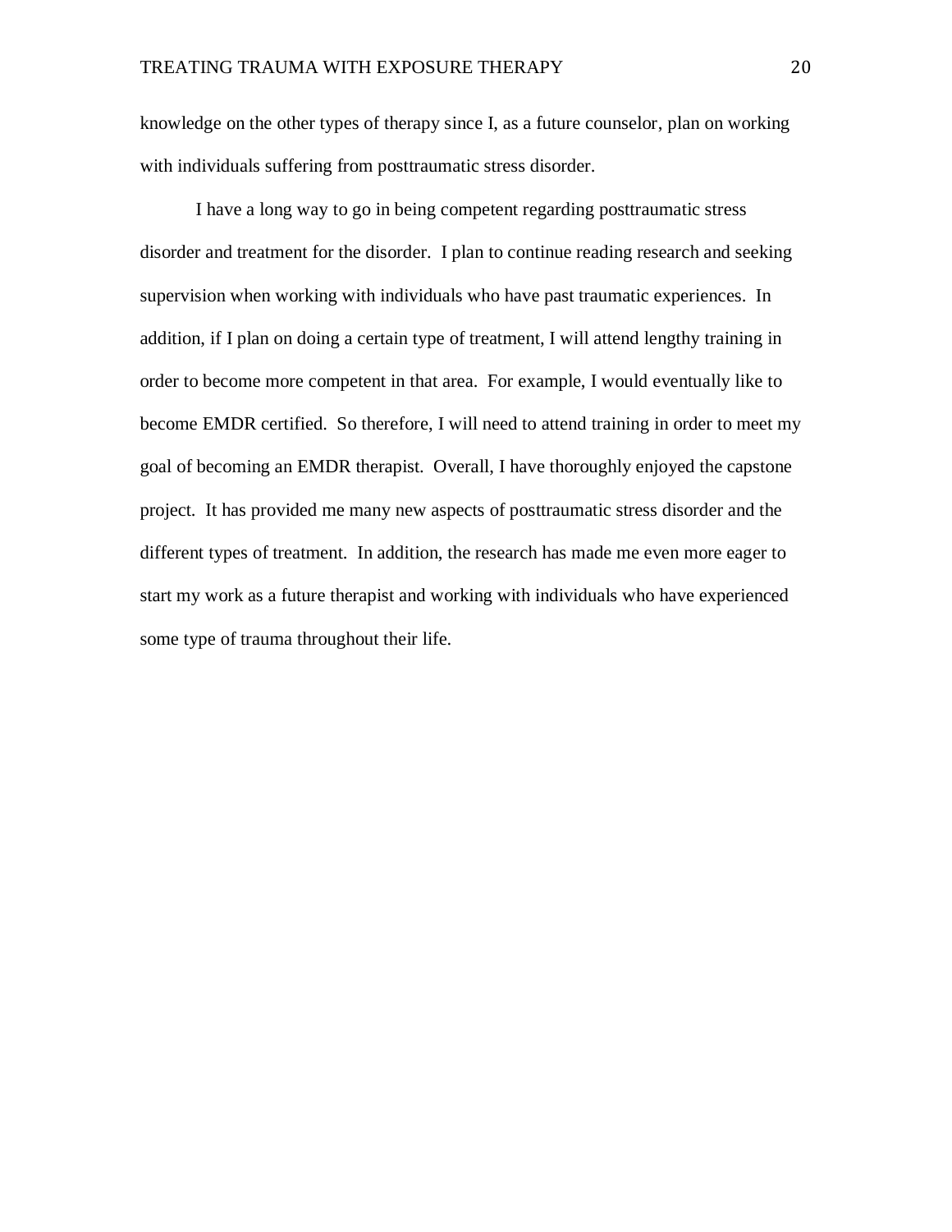knowledge on the other types of therapy since I, as a future counselor, plan on working with individuals suffering from posttraumatic stress disorder.

I have a long way to go in being competent regarding posttraumatic stress disorder and treatment for the disorder. I plan to continue reading research and seeking supervision when working with individuals who have past traumatic experiences. In addition, if I plan on doing a certain type of treatment, I will attend lengthy training in order to become more competent in that area. For example, I would eventually like to become EMDR certified. So therefore, I will need to attend training in order to meet my goal of becoming an EMDR therapist. Overall, I have thoroughly enjoyed the capstone project. It has provided me many new aspects of posttraumatic stress disorder and the different types of treatment. In addition, the research has made me even more eager to start my work as a future therapist and working with individuals who have experienced some type of trauma throughout their life.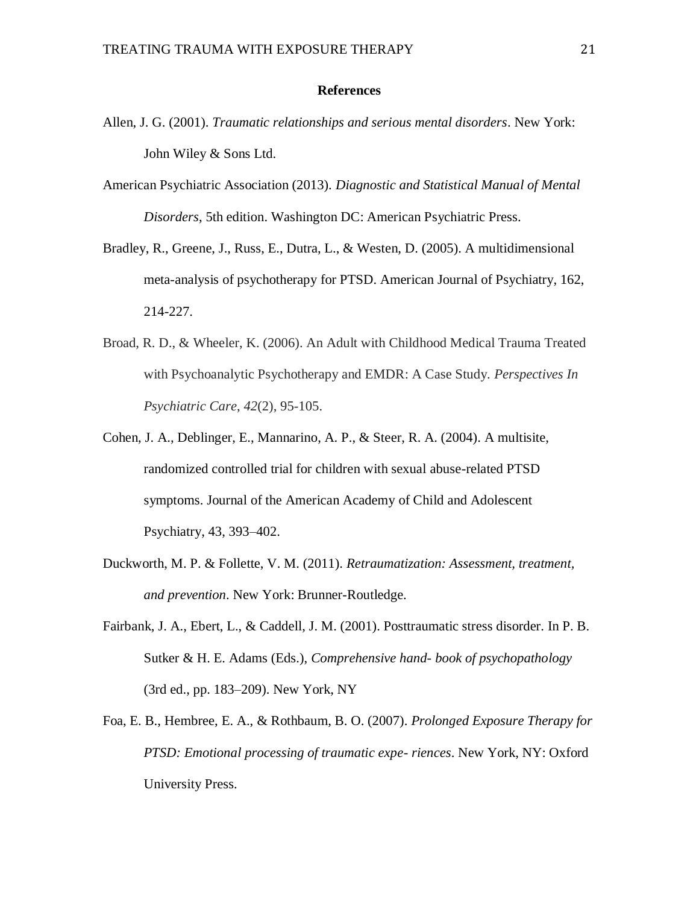**References**

Allen, J. G. (2001). *Traumatic relationships and serious mental disorders*. New York: John Wiley & Sons Ltd.

American Psychiatric Association (2013). *Diagnostic and Statistical Manual of Mental Disorders*, 5th edition. Washington DC: American Psychiatric Press.

Bradley, R., Greene, J., Russ, E., Dutra, L., & Westen, D. (2005). A multidimensional meta-analysis of psychotherapy for PTSD. American Journal of Psychiatry, 162, 214-227.

Broad, R. D., & Wheeler, K. (2006). An Adult with Childhood Medical Trauma Treated with Psychoanalytic Psychotherapy and EMDR: A Case Study. *Perspectives In Psychiatric Care*, *42*(2), 95-105.

Cohen, J. A., Deblinger, E., Mannarino, A. P., & Steer, R. A. (2004). A multisite, randomized controlled trial for children with sexual abuse-related PTSD symptoms. Journal of the American Academy of Child and Adolescent Psychiatry, 43, 393–402.

Duckworth, M. P. & Follette, V. M. (2011). *Retraumatization: Assessment, treatment, and prevention*. New York: Brunner-Routledge.

Fairbank, J. A., Ebert, L., & Caddell, J. M. (2001). Posttraumatic stress disorder. In P. B. Sutker & H. E. Adams (Eds.), *Comprehensive hand- book of psychopathology* (3rd ed., pp. 183–209). New York, NY

Foa, E. B., Hembree, E. A., & Rothbaum, B. O. (2007). *Prolonged Exposure Therapy for PTSD: Emotional processing of traumatic expe- riences*. New York, NY: Oxford University Press.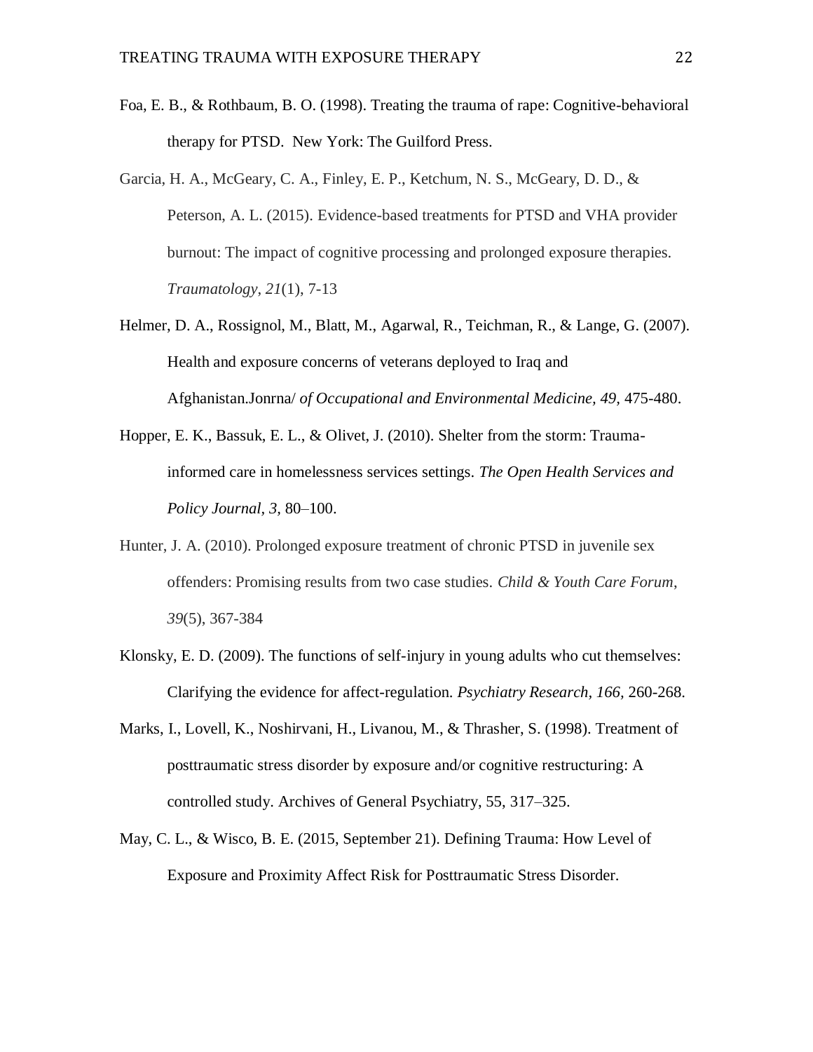Foa, E. B., & Rothbaum, B. O. (1998). Treating the trauma of rape: Cognitive-behavioral therapy for PTSD. New York: The Guilford Press.

Garcia, H. A., McGeary, C. A., Finley, E. P., Ketchum, N. S., McGeary, D. D., & Peterson, A. L. (2015). Evidence-based treatments for PTSD and VHA provider burnout: The impact of cognitive processing and prolonged exposure therapies. *Traumatology, 21*(1), 7-13

Helmer, D. A., Rossignol, M., Blatt, M., Agarwal, R., Teichman, R., & Lange, G. (2007). Health and exposure concerns of veterans deployed to Iraq and Afghanistan.Jonrna/ *of Occupational and Environmental Medicine, 49*, 475-480.

Hopper, E. K., Bassuk, E. L., & Olivet, J. (2010). Shelter from the storm: Trauma-informed care in homelessness services settings. *The Open Health Services and Policy Journal, 3*, 80–100.

Hunter, J. A. (2010). Prolonged exposure treatment of chronic PTSD in juvenile sex offenders: Promising results from two case studies. *Child & Youth Care Forum, 39*(5), 367-384

Klonsky, E. D. (2009). The functions of self-injury in young adults who cut themselves: Clarifying the evidence for affect-regulation. *Psychiatry Research, 166*, 260-268.

Marks, I., Lovell, K., Noshirvani, H., Livanou, M., & Thrasher, S. (1998). Treatment of posttraumatic stress disorder by exposure and/or cognitive restructuring: A controlled study. Archives of General Psychiatry, 55, 317–325.

May, C. L., & Wisco, B. E. (2015, September 21). Defining Trauma: How Level of Exposure and Proximity Affect Risk for Posttraumatic Stress Disorder.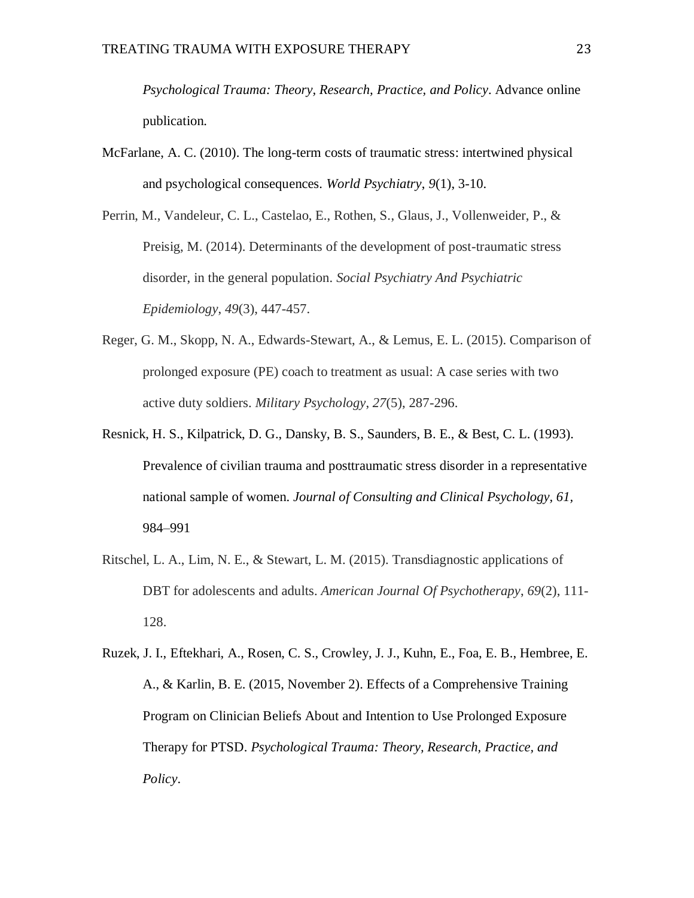*Psychological Trauma: Theory, Research, Practice, and Policy*. Advance online publication.

McFarlane, A. C. (2010). The long-term costs of traumatic stress: intertwined physical and psychological consequences. *World Psychiatry*, *9*(1), 3-10.

Perrin, M., Vandeleur, C. L., Castelao, E., Rothen, S., Glaus, J., Vollenweider, P., & Preisig, M. (2014). Determinants of the development of post-traumatic stress disorder, in the general population. *Social Psychiatry And Psychiatric Epidemiology*, *49*(3), 447-457.

Reger, G. M., Skopp, N. A., Edwards-Stewart, A., & Lemus, E. L. (2015). Comparison of prolonged exposure (PE) coach to treatment as usual: A case series with two active duty soldiers. *Military Psychology*, *27*(5), 287-296.

Resnick, H. S., Kilpatrick, D. G., Dansky, B. S., Saunders, B. E., & Best, C. L. (1993). Prevalence of civilian trauma and posttraumatic stress disorder in a representative national sample of women. *Journal of Consulting and Clinical Psychology, 61,* 984–991

Ritschel, L. A., Lim, N. E., & Stewart, L. M. (2015). Transdiagnostic applications of DBT for adolescents and adults. *American Journal Of Psychotherapy*, *69*(2), 111-128.

Ruzek, J. I., Eftekhari, A., Rosen, C. S., Crowley, J. J., Kuhn, E., Foa, E. B., Hembree, E. A., & Karlin, B. E. (2015, November 2). Effects of a Comprehensive Training Program on Clinician Beliefs About and Intention to Use Prolonged Exposure Therapy for PTSD. *Psychological Trauma: Theory, Research, Practice, and Policy*.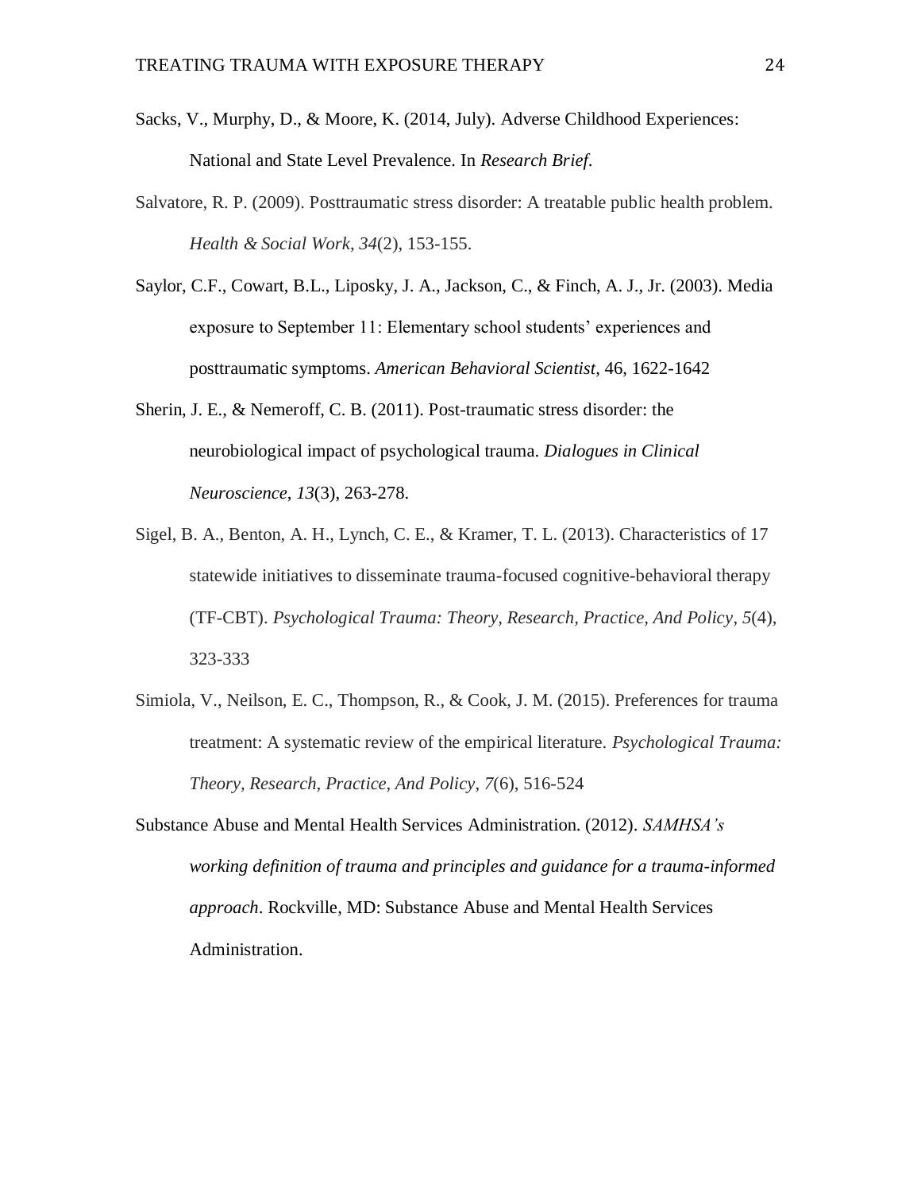Sacks, V., Murphy, D., & Moore, K. (2014, July). Adverse Childhood Experiences: National and State Level Prevalence. In *Research Brief*.

Salvatore, R. P. (2009). Posttraumatic stress disorder: A treatable public health problem. *Health & Social Work*, *34*(2), 153-155.

Saylor, C.F., Cowart, B.L., Liposky, J. A., Jackson, C., & Finch, A. J., Jr. (2003). Media exposure to September 11: Elementary school students' experiences and posttraumatic symptoms. *American Behavioral Scientist*, 46, 1622-1642

Sherin, J. E., & Nemeroff, C. B. (2011). Post-traumatic stress disorder: the neurobiological impact of psychological trauma. *Dialogues in Clinical Neuroscience*, *13*(3), 263-278.

Sigel, B. A., Benton, A. H., Lynch, C. E., & Kramer, T. L. (2013). Characteristics of 17 statewide initiatives to disseminate trauma-focused cognitive-behavioral therapy (TF-CBT). *Psychological Trauma: Theory, Research, Practice, And Policy*, *5*(4), 323-333

Simiola, V., Neilson, E. C., Thompson, R., & Cook, J. M. (2015). Preferences for trauma treatment: A systematic review of the empirical literature. *Psychological Trauma: Theory, Research, Practice, And Policy*, *7*(6), 516-524

Substance Abuse and Mental Health Services Administration. (2012). *SAMHSA's working definition of trauma and principles and guidance for a trauma-informed approach*. Rockville, MD: Substance Abuse and Mental Health Services Administration.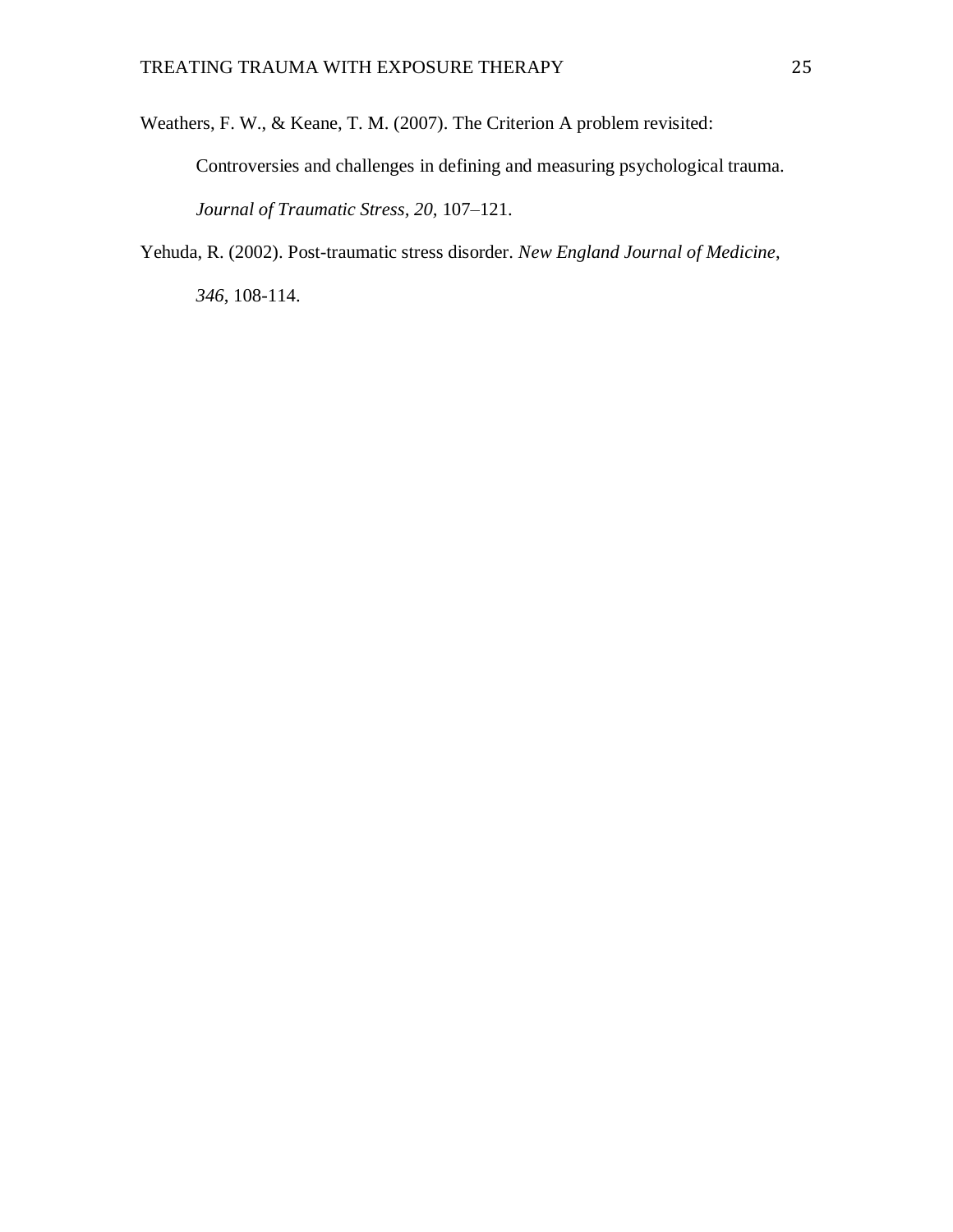Weathers, F. W., & Keane, T. M. (2007). The Criterion A problem revisited: Controversies and challenges in defining and measuring psychological trauma. *Journal of Traumatic Stress*, *20*, 107–121.

Yehuda, R. (2002). Post-traumatic stress disorder. *New England Journal of Medicine*, *346*, 108-114.